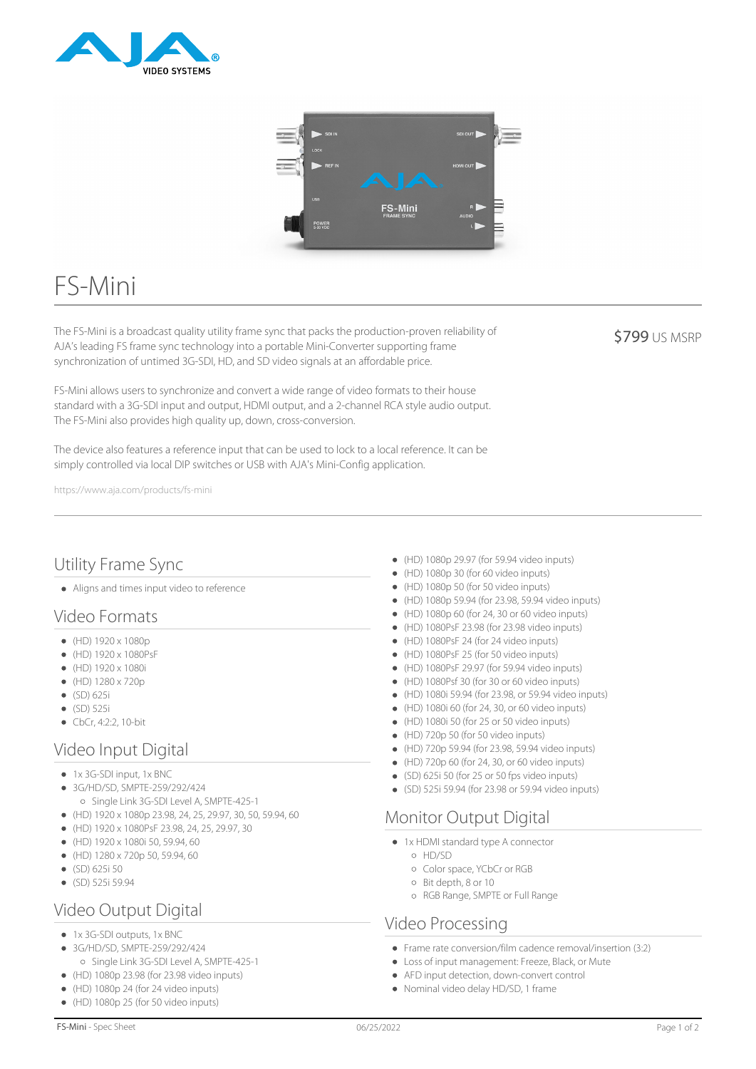# FS-Mini

The FS-Mini is a broadcast quality utility frame sync that packs the production-proven reliability of AJA's leading FS frame sync technology into a portable Mini-Converter supporting frame synchronization of untimed 3G-SDI, HD, and SD video signals at an affordable price.

$799 US MSRP

FS-Mini allows users to synchronize and convert a wide range of video formats to their house standard with a 3G-SDI input and output, HDMI output, and a 2-channel RCA style audio output. The FS-Mini also provides high quality up, down, cross-conversion.

The device also features a reference input that can be used to lock to a local reference. It can be simply controlled via local DIP switches or USB with AJA's Mini-Config application.

https://www.aja.com/products/fs-mini

## Utility Frame Sync

- Aligns and times input video to reference

## Video Formats

- (HD) 1920 x 1080p
- (HD) 1920 x 1080PsF
- (HD) 1920 x 1080i
- (HD) 1280 x 720p
- (SD) 625i
- (SD) 525i
- CbCr, 4:2:2, 10-bit

## Video Input Digital

- 1x 3G-SDI input, 1x BNC
- 3G/HD/SD, SMPTE-259/292/424
  - Single Link 3G-SDI Level A, SMPTE-425-1
- (HD) 1920 x 1080p 23.98, 24, 25, 29.97, 30, 50, 59.94, 60
- (HD) 1920 x 1080PsF 23.98, 24, 25, 29.97, 30
- (HD) 1920 x 1080i 50, 59.94, 60
- (HD) 1280 x 720p 50, 59.94, 60
- (SD) 625i 50
- (SD) 525i 59.94

## Video Output Digital

- 1x 3G-SDI outputs, 1x BNC
- 3G/HD/SD, SMPTE-259/292/424
  - Single Link 3G-SDI Level A, SMPTE-425-1
- (HD) 1080p 23.98 (for 23.98 video inputs)
- (HD) 1080p 24 (for 24 video inputs)
- (HD) 1080p 25 (for 50 video inputs)
- (HD) 1080p 29.97 (for 59.94 video inputs)
- (HD) 1080p 30 (for 60 video inputs)
- (HD) 1080p 50 (for 50 video inputs)
- (HD) 1080p 59.94 (for 23.98, 59.94 video inputs)
- (HD) 1080p 60 (for 24, 30 or 60 video inputs)
- (HD) 1080PsF 23.98 (for 23.98 video inputs)
- (HD) 1080PsF 24 (for 24 video inputs)
- (HD) 1080PsF 25 (for 50 video inputs)
- (HD) 1080PsF 29.97 (for 59.94 video inputs)
- (HD) 1080Psf 30 (for 30 or 60 video inputs)
- (HD) 1080i 59.94 (for 23.98, or 59.94 video inputs)
- (HD) 1080i 60 (for 24, 30, or 60 video inputs)
- (HD) 1080i 50 (for 25 or 50 video inputs)
- (HD) 720p 50 (for 50 video inputs)
- (HD) 720p 59.94 (for 23.98, 59.94 video inputs)
- (HD) 720p 60 (for 24, 30, or 60 video inputs)
- (SD) 625i 50 (for 25 or 50 fps video inputs)
- (SD) 525i 59.94 (for 23.98 or 59.94 video inputs)

## Monitor Output Digital

- 1x HDMI standard type A connector
  - HD/SD
  - Color space, YCbCr or RGB
  - Bit depth, 8 or 10
  - RGB Range, SMPTE or Full Range

## Video Processing

- Frame rate conversion/film cadence removal/insertion (3:2)
- Loss of input management: Freeze, Black, or Mute
- AFD input detection, down-convert control
- Nominal video delay HD/SD, 1 frame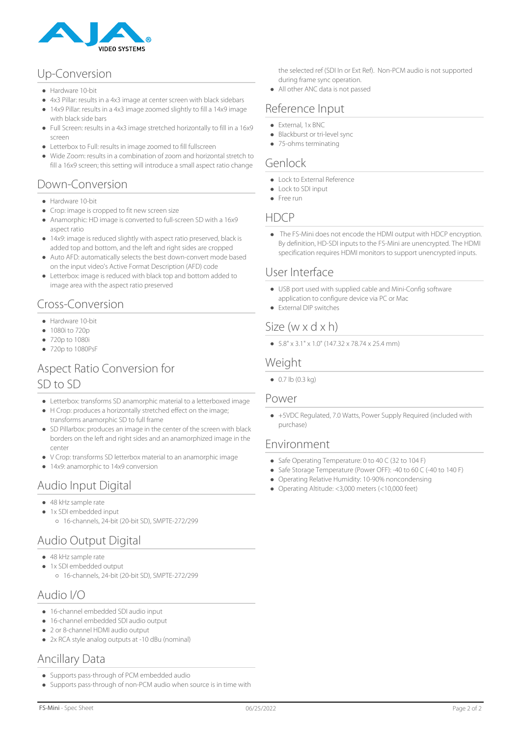## Up-Conversion

- Hardware 10-bit
- 4x3 Pillar: results in a 4x3 image at center screen with black sidebars
- 14x9 Pillar: results in a 4x3 image zoomed slightly to fill a 14x9 image with black side bars
- Full Screen: results in a 4x3 image stretched horizontally to fill in a 16x9 screen
- Letterbox to Full: results in image zoomed to fill fullscreen
- Wide Zoom: results in a combination of zoom and horizontal stretch to fill a 16x9 screen; this setting will introduce a small aspect ratio change

## Down-Conversion

- Hardware 10-bit
- Crop: image is cropped to fit new screen size
- Anamorphic: HD image is converted to full-screen SD with a 16x9 aspect ratio
- 14x9: image is reduced slightly with aspect ratio preserved, black is added top and bottom, and the left and right sides are cropped
- Auto AFD: automatically selects the best down-convert mode based on the input video's Active Format Description (AFD) code
- Letterbox: image is reduced with black top and bottom added to image area with the aspect ratio preserved

## Cross-Conversion

- Hardware 10-bit
- 1080i to 720p
- 720p to 1080i
- 720p to 1080PsF

## Aspect Ratio Conversion for SD to SD

- Letterbox: transforms SD anamorphic material to a letterboxed image
- H Crop: produces a horizontally stretched effect on the image; transforms anamorphic SD to full frame
- SD Pillarbox: produces an image in the center of the screen with black borders on the left and right sides and an anamorphized image in the center
- V Crop: transforms SD letterbox material to an anamorphic image
- 14x9: anamorphic to 14x9 conversion

## Audio Input Digital

- 48 kHz sample rate
- 1x SDI embedded input
  - 16-channels, 24-bit (20-bit SD), SMPTE-272/299

## Audio Output Digital

- 48 kHz sample rate
- 1x SDI embedded output
  - 16-channels, 24-bit (20-bit SD), SMPTE-272/299

## Audio I/O

- 16-channel embedded SDI audio input
- 16-channel embedded SDI audio output
- 2 or 8-channel HDMI audio output
- 2x RCA style analog outputs at -10 dBu (nominal)

## Ancillary Data

- Supports pass-through of PCM embedded audio
- Supports pass-through of non-PCM audio when source is in time with the selected ref (SDI In or Ext Ref). Non-PCM audio is not supported during frame sync operation.
- All other ANC data is not passed

## Reference Input

- External, 1x BNC
- Blackburst or tri-level sync
- 75-ohms terminating

## Genlock

- Lock to External Reference
- Lock to SDI input
- Free run

## HDCP

- The FS-Mini does not encode the HDMI output with HDCP encryption. By definition, HD-SDI inputs to the FS-Mini are unencrypted. The HDMI specification requires HDMI monitors to support unencrypted inputs.

## User Interface

- USB port used with supplied cable and Mini-Config software application to configure device via PC or Mac
- External DIP switches

## Size (w x d x h)

- 5.8" x 3.1" x 1.0" (147.32 x 78.74 x 25.4 mm)

## Weight

- 0.7 lb (0.3 kg)

## Power

- +5VDC Regulated, 7.0 Watts, Power Supply Required (included with purchase)

## Environment

- Safe Operating Temperature: 0 to 40 C (32 to 104 F)
- Safe Storage Temperature (Power OFF): -40 to 60 C (-40 to 140 F)
- Operating Relative Humidity: 10-90% noncondensing
- Operating Altitude: <3,000 meters (<10,000 feet)